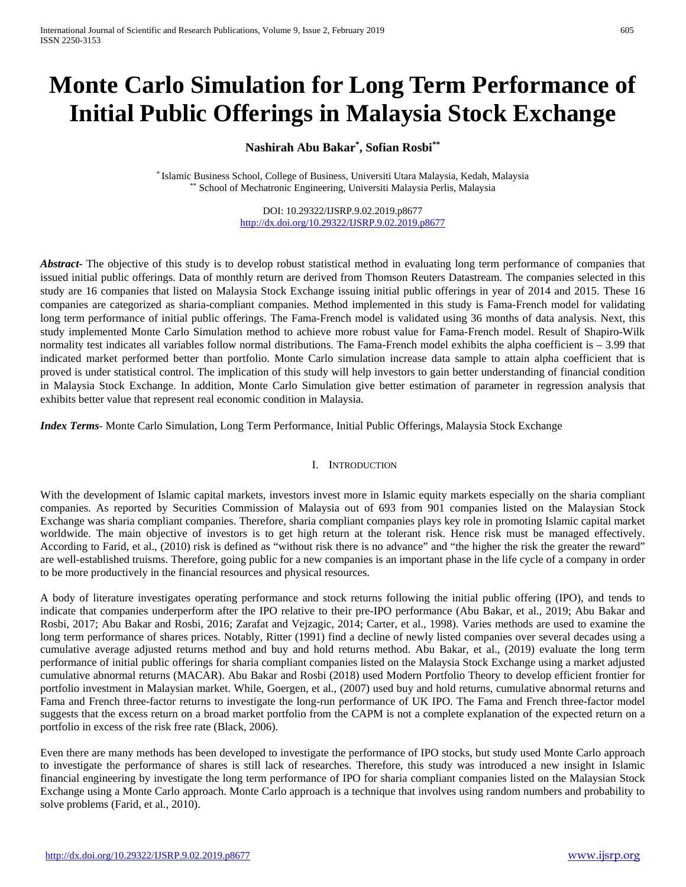# Monte Carlo Simulation for Long Term Performance of Initial Public Offerings in Malaysia Stock Exchange

**Nashirah Abu Bakar*, Sofian Rosbi****

* Islamic Business School, College of Business, Universiti Utara Malaysia, Kedah, Malaysia
** School of Mechatronic Engineering, Universiti Malaysia Perlis, Malaysia

DOI: 10.29322/IJSRP.9.02.2019.p8677
http://dx.doi.org/10.29322/IJSRP.9.02.2019.p8677

***Abstract***- The objective of this study is to develop robust statistical method in evaluating long term performance of companies that issued initial public offerings. Data of monthly return are derived from Thomson Reuters Datastream. The companies selected in this study are 16 companies that listed on Malaysia Stock Exchange issuing initial public offerings in year of 2014 and 2015. These 16 companies are categorized as sharia-compliant companies. Method implemented in this study is Fama-French model for validating long term performance of initial public offerings. The Fama-French model is validated using 36 months of data analysis. Next, this study implemented Monte Carlo Simulation method to achieve more robust value for Fama-French model. Result of Shapiro-Wilk normality test indicates all variables follow normal distributions. The Fama-French model exhibits the alpha coefficient is – 3.99 that indicated market performed better than portfolio. Monte Carlo simulation increase data sample to attain alpha coefficient that is proved is under statistical control. The implication of this study will help investors to gain better understanding of financial condition in Malaysia Stock Exchange. In addition, Monte Carlo Simulation give better estimation of parameter in regression analysis that exhibits better value that represent real economic condition in Malaysia.

***Index Terms***- Monte Carlo Simulation, Long Term Performance, Initial Public Offerings, Malaysia Stock Exchange

## I. Introduction

With the development of Islamic capital markets, investors invest more in Islamic equity markets especially on the sharia compliant companies. As reported by Securities Commission of Malaysia out of 693 from 901 companies listed on the Malaysian Stock Exchange was sharia compliant companies. Therefore, sharia compliant companies plays key role in promoting Islamic capital market worldwide. The main objective of investors is to get high return at the tolerant risk. Hence risk must be managed effectively. According to Farid, et al., (2010) risk is defined as "without risk there is no advance" and "the higher the risk the greater the reward" are well-established truisms. Therefore, going public for a new companies is an important phase in the life cycle of a company in order to be more productively in the financial resources and physical resources.

A body of literature investigates operating performance and stock returns following the initial public offering (IPO), and tends to indicate that companies underperform after the IPO relative to their pre-IPO performance (Abu Bakar, et al., 2019; Abu Bakar and Rosbi, 2017; Abu Bakar and Rosbi, 2016; Zarafat and Vejzagic, 2014; Carter, et al., 1998). Varies methods are used to examine the long term performance of shares prices. Notably, Ritter (1991) find a decline of newly listed companies over several decades using a cumulative average adjusted returns method and buy and hold returns method. Abu Bakar, et al., (2019) evaluate the long term performance of initial public offerings for sharia compliant companies listed on the Malaysia Stock Exchange using a market adjusted cumulative abnormal returns (MACAR). Abu Bakar and Rosbi (2018) used Modern Portfolio Theory to develop efficient frontier for portfolio investment in Malaysian market. While, Goergen, et al., (2007) used buy and hold returns, cumulative abnormal returns and Fama and French three-factor returns to investigate the long-run performance of UK IPO. The Fama and French three-factor model suggests that the excess return on a broad market portfolio from the CAPM is not a complete explanation of the expected return on a portfolio in excess of the risk free rate (Black, 2006).

Even there are many methods has been developed to investigate the performance of IPO stocks, but study used Monte Carlo approach to investigate the performance of shares is still lack of researches. Therefore, this study was introduced a new insight in Islamic financial engineering by investigate the long term performance of IPO for sharia compliant companies listed on the Malaysian Stock Exchange using a Monte Carlo approach. Monte Carlo approach is a technique that involves using random numbers and probability to solve problems (Farid, et al., 2010).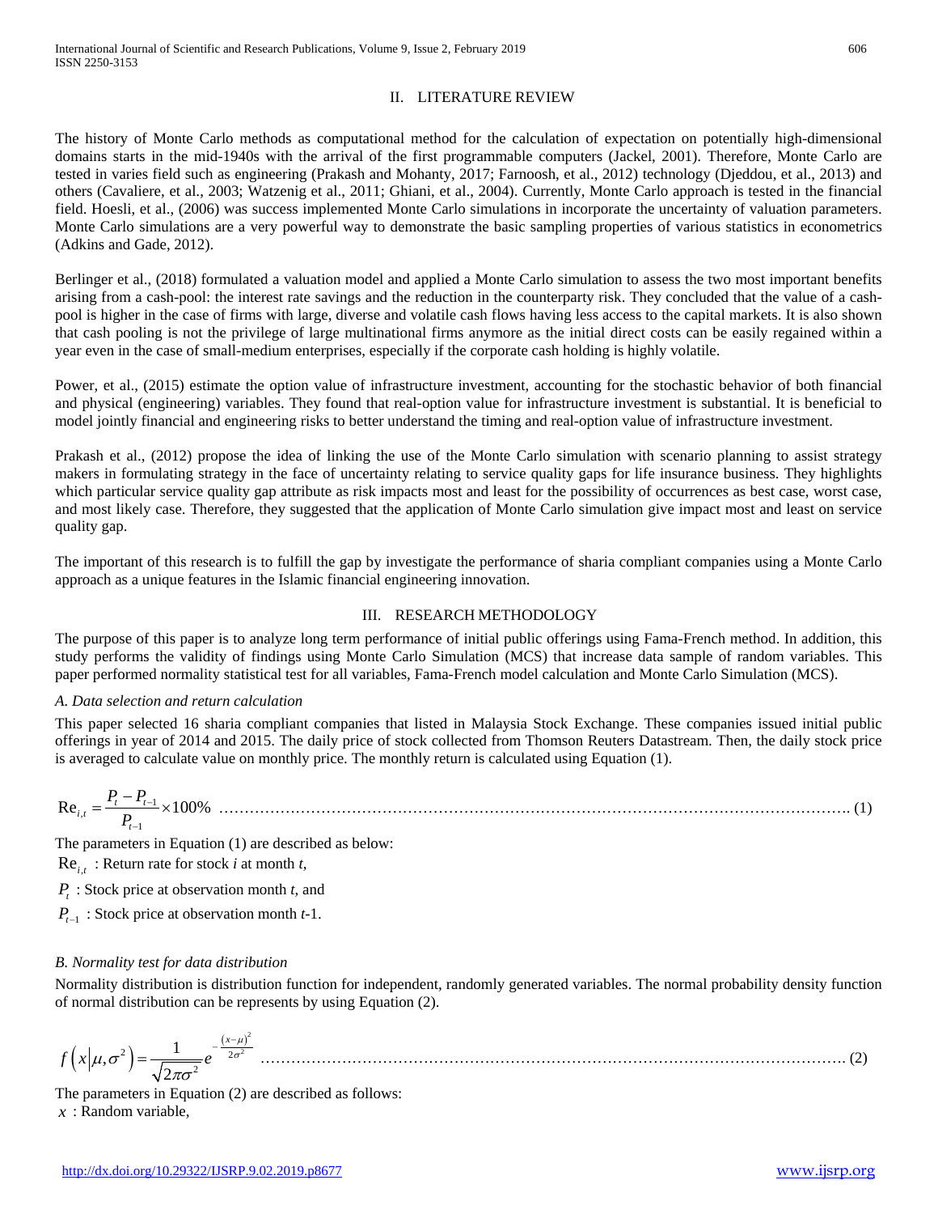## II. LITERATURE REVIEW

The history of Monte Carlo methods as computational method for the calculation of expectation on potentially high-dimensional domains starts in the mid-1940s with the arrival of the first programmable computers (Jackel, 2001). Therefore, Monte Carlo are tested in varies field such as engineering (Prakash and Mohanty, 2017; Farnoosh, et al., 2012) technology (Djeddou, et al., 2013) and others (Cavaliere, et al., 2003; Watzenig et al., 2011; Ghiani, et al., 2004). Currently, Monte Carlo approach is tested in the financial field. Hoesli, et al., (2006) was success implemented Monte Carlo simulations in incorporate the uncertainty of valuation parameters. Monte Carlo simulations are a very powerful way to demonstrate the basic sampling properties of various statistics in econometrics (Adkins and Gade, 2012).

Berlinger et al., (2018) formulated a valuation model and applied a Monte Carlo simulation to assess the two most important benefits arising from a cash-pool: the interest rate savings and the reduction in the counterparty risk. They concluded that the value of a cash-pool is higher in the case of firms with large, diverse and volatile cash flows having less access to the capital markets. It is also shown that cash pooling is not the privilege of large multinational firms anymore as the initial direct costs can be easily regained within a year even in the case of small-medium enterprises, especially if the corporate cash holding is highly volatile.

Power, et al., (2015) estimate the option value of infrastructure investment, accounting for the stochastic behavior of both financial and physical (engineering) variables. They found that real-option value for infrastructure investment is substantial. It is beneficial to model jointly financial and engineering risks to better understand the timing and real-option value of infrastructure investment.

Prakash et al., (2012) propose the idea of linking the use of the Monte Carlo simulation with scenario planning to assist strategy makers in formulating strategy in the face of uncertainty relating to service quality gaps for life insurance business. They highlights which particular service quality gap attribute as risk impacts most and least for the possibility of occurrences as best case, worst case, and most likely case. Therefore, they suggested that the application of Monte Carlo simulation give impact most and least on service quality gap.

The important of this research is to fulfill the gap by investigate the performance of sharia compliant companies using a Monte Carlo approach as a unique features in the Islamic financial engineering innovation.

## III. RESEARCH METHODOLOGY

The purpose of this paper is to analyze long term performance of initial public offerings using Fama-French method. In addition, this study performs the validity of findings using Monte Carlo Simulation (MCS) that increase data sample of random variables. This paper performed normality statistical test for all variables, Fama-French model calculation and Monte Carlo Simulation (MCS).

### *A. Data selection and return calculation*

This paper selected 16 sharia compliant companies that listed in Malaysia Stock Exchange. These companies issued initial public offerings in year of 2014 and 2015. The daily price of stock collected from Thomson Reuters Datastream. Then, the daily stock price is averaged to calculate value on monthly price. The monthly return is calculated using Equation (1).

$$\text{Re}_{i,t} = \frac{P_t - P_{t-1}}{P_{t-1}} \times 100\% \quad \text{.......... (1)}$$

The parameters in Equation (1) are described as below:

$\text{Re}_{i,t}$ : Return rate for stock *i* at month *t*,

$P_t$ : Stock price at observation month *t*, and

$P_{t-1}$ : Stock price at observation month *t*-1.

### *B. Normality test for data distribution*

Normality distribution is distribution function for independent, randomly generated variables. The normal probability density function of normal distribution can be represents by using Equation (2).

$$f\left(x \middle| \mu, \sigma^2\right) = \frac{1}{\sqrt{2\pi\sigma^2}} e^{-\frac{(x-\mu)^2}{2\sigma^2}} \quad \text{.......... (2)}$$

The parameters in Equation (2) are described as follows:

$x$ : Random variable,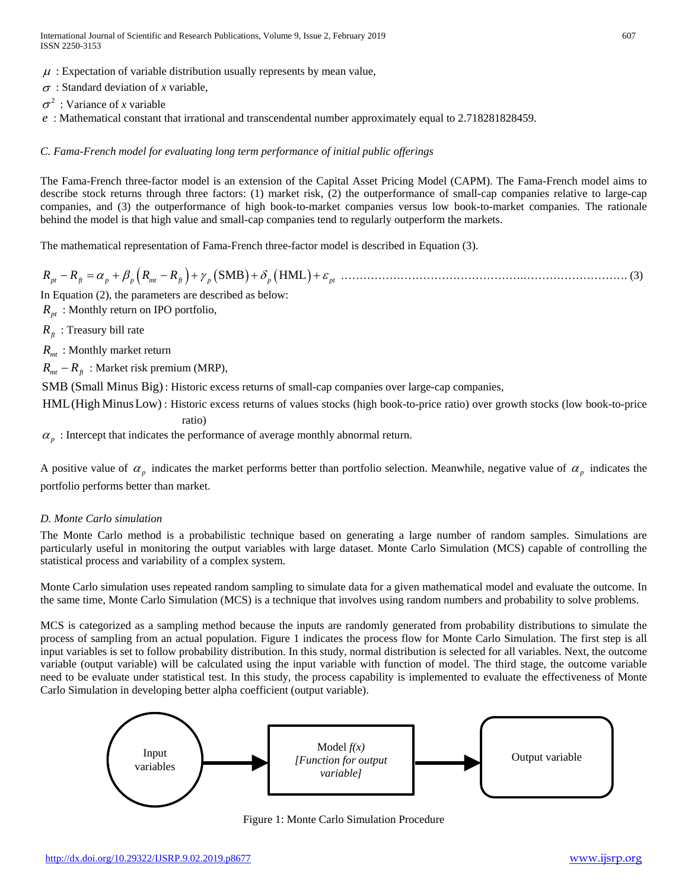$\mu$ : Expectation of variable distribution usually represents by mean value,

$\sigma$ : Standard deviation of $x$ variable,

$\sigma^2$ : Variance of $x$ variable

$e$ : Mathematical constant that irrational and transcendental number approximately equal to 2.718281828459.

### *C. Fama-French model for evaluating long term performance of initial public offerings*

The Fama-French three-factor model is an extension of the Capital Asset Pricing Model (CAPM). The Fama-French model aims to describe stock returns through three factors: (1) market risk, (2) the outperformance of small-cap companies relative to large-cap companies, and (3) the outperformance of high book-to-market companies versus low book-to-market companies. The rationale behind the model is that high value and small-cap companies tend to regularly outperform the markets.

The mathematical representation of Fama-French three-factor model is described in Equation (3).

$$R_{pt} - R_{ft} = \alpha_p + \beta_p \left( R_{mt} - R_{ft} \right) + \gamma_p \left( \text{SMB} \right) + \delta_p \left( \text{HML} \right) + \varepsilon_{pt} \quad \text{.......................................} \quad (3)$$

In Equation (2), the parameters are described as below:

$R_{pt}$ : Monthly return on IPO portfolio,

$R_{ft}$ : Treasury bill rate

$R_{mt}$ : Monthly market return

$R_{mt} - R_{ft}$ : Market risk premium (MRP),

SMB (Small Minus Big) : Historic excess returns of small-cap companies over large-cap companies,

HML (High Minus Low) : Historic excess returns of values stocks (high book-to-price ratio) over growth stocks (low book-to-price ratio)

$\alpha_p$ : Intercept that indicates the performance of average monthly abnormal return.

A positive value of $\alpha_p$ indicates the market performs better than portfolio selection. Meanwhile, negative value of $\alpha_p$ indicates the portfolio performs better than market.

### *D. Monte Carlo simulation*

The Monte Carlo method is a probabilistic technique based on generating a large number of random samples. Simulations are particularly useful in monitoring the output variables with large dataset. Monte Carlo Simulation (MCS) capable of controlling the statistical process and variability of a complex system.

Monte Carlo simulation uses repeated random sampling to simulate data for a given mathematical model and evaluate the outcome. In the same time, Monte Carlo Simulation (MCS) is a technique that involves using random numbers and probability to solve problems.

MCS is categorized as a sampling method because the inputs are randomly generated from probability distributions to simulate the process of sampling from an actual population. Figure 1 indicates the process flow for Monte Carlo Simulation. The first step is all input variables is set to follow probability distribution. In this study, normal distribution is selected for all variables. Next, the outcome variable (output variable) will be calculated using the input variable with function of model. The third stage, the outcome variable need to be evaluate under statistical test. In this study, the process capability is implemented to evaluate the effectiveness of Monte Carlo Simulation in developing better alpha coefficient (output variable).

Input variables → Model *f(x)* *[Function for output variable]* → Output variable

Figure 1: Monte Carlo Simulation Procedure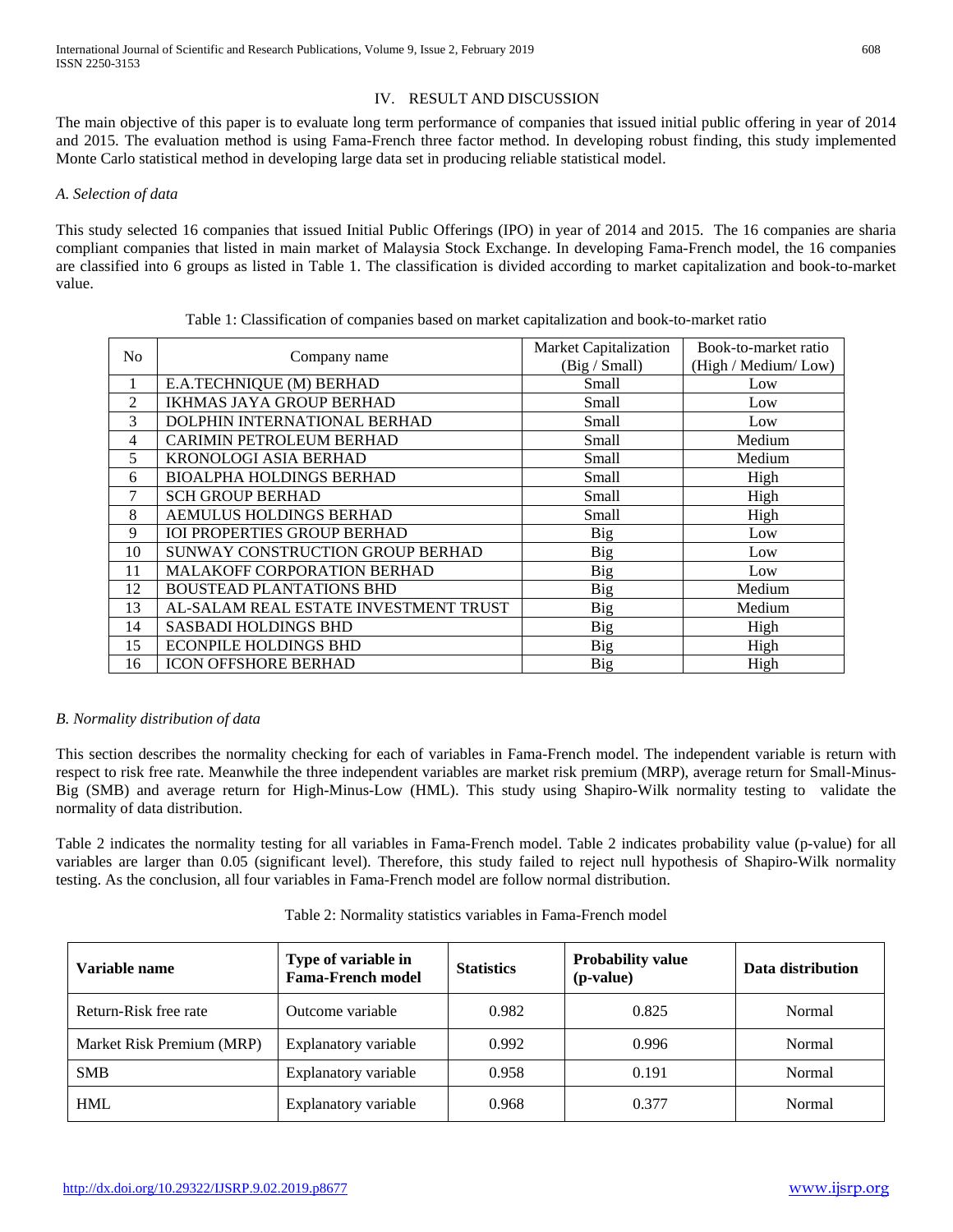## IV. RESULT AND DISCUSSION

The main objective of this paper is to evaluate long term performance of companies that issued initial public offering in year of 2014 and 2015. The evaluation method is using Fama-French three factor method. In developing robust finding, this study implemented Monte Carlo statistical method in developing large data set in producing reliable statistical model.

### *A. Selection of data*

This study selected 16 companies that issued Initial Public Offerings (IPO) in year of 2014 and 2015. The 16 companies are sharia compliant companies that listed in main market of Malaysia Stock Exchange. In developing Fama-French model, the 16 companies are classified into 6 groups as listed in Table 1. The classification is divided according to market capitalization and book-to-market value.

Table 1: Classification of companies based on market capitalization and book-to-market ratio

| No | Company name | Market Capitalization (Big / Small) | Book-to-market ratio (High / Medium/ Low) |
|---|---|---|---|
| 1 | E.A.TECHNIQUE (M) BERHAD | Small | Low |
| 2 | IKHMAS JAYA GROUP BERHAD | Small | Low |
| 3 | DOLPHIN INTERNATIONAL BERHAD | Small | Low |
| 4 | CARIMIN PETROLEUM BERHAD | Small | Medium |
| 5 | KRONOLOGI ASIA BERHAD | Small | Medium |
| 6 | BIOALPHA HOLDINGS BERHAD | Small | High |
| 7 | SCH GROUP BERHAD | Small | High |
| 8 | AEMULUS HOLDINGS BERHAD | Small | High |
| 9 | IOI PROPERTIES GROUP BERHAD | Big | Low |
| 10 | SUNWAY CONSTRUCTION GROUP BERHAD | Big | Low |
| 11 | MALAKOFF CORPORATION BERHAD | Big | Low |
| 12 | BOUSTEAD PLANTATIONS BHD | Big | Medium |
| 13 | AL-SALAM REAL ESTATE INVESTMENT TRUST | Big | Medium |
| 14 | SASBADI HOLDINGS BHD | Big | High |
| 15 | ECONPILE HOLDINGS BHD | Big | High |
| 16 | ICON OFFSHORE BERHAD | Big | High |

### *B. Normality distribution of data*

This section describes the normality checking for each of variables in Fama-French model. The independent variable is return with respect to risk free rate. Meanwhile the three independent variables are market risk premium (MRP), average return for Small-Minus-Big (SMB) and average return for High-Minus-Low (HML). This study using Shapiro-Wilk normality testing to validate the normality of data distribution.

Table 2 indicates the normality testing for all variables in Fama-French model. Table 2 indicates probability value (p-value) for all variables are larger than 0.05 (significant level). Therefore, this study failed to reject null hypothesis of Shapiro-Wilk normality testing. As the conclusion, all four variables in Fama-French model are follow normal distribution.

Table 2: Normality statistics variables in Fama-French model

| **Variable name** | **Type of variable in Fama-French model** | **Statistics** | **Probability value (p-value)** | **Data distribution** |
|---|---|---|---|---|
| Return-Risk free rate | Outcome variable | 0.982 | 0.825 | Normal |
| Market Risk Premium (MRP) | Explanatory variable | 0.992 | 0.996 | Normal |
| SMB | Explanatory variable | 0.958 | 0.191 | Normal |
| HML | Explanatory variable | 0.968 | 0.377 | Normal |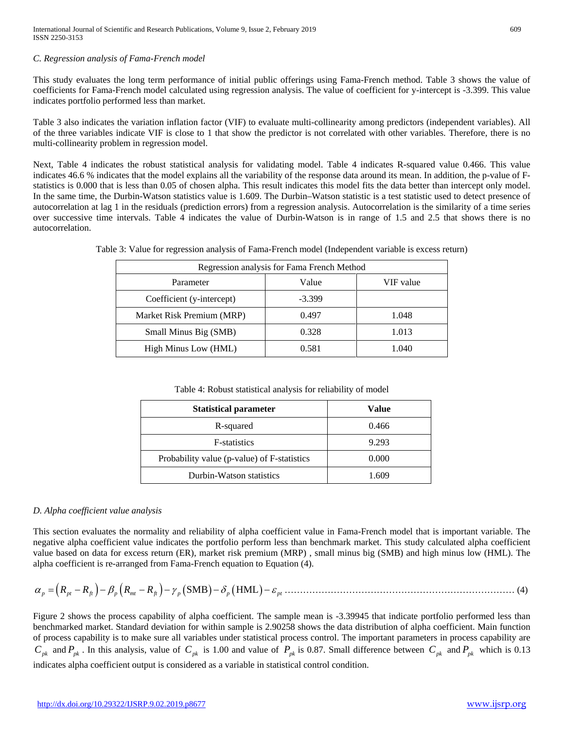### *C. Regression analysis of Fama-French model*

This study evaluates the long term performance of initial public offerings using Fama-French method. Table 3 shows the value of coefficients for Fama-French model calculated using regression analysis. The value of coefficient for y-intercept is -3.399. This value indicates portfolio performed less than market.

Table 3 also indicates the variation inflation factor (VIF) to evaluate multi-collinearity among predictors (independent variables). All of the three variables indicate VIF is close to 1 that show the predictor is not correlated with other variables. Therefore, there is no multi-collinearity problem in regression model.

Next, Table 4 indicates the robust statistical analysis for validating model. Table 4 indicates R-squared value 0.466. This value indicates 46.6 % indicates that the model explains all the variability of the response data around its mean. In addition, the p-value of F-statistics is 0.000 that is less than 0.05 of chosen alpha. This result indicates this model fits the data better than intercept only model. In the same time, the Durbin-Watson statistics value is 1.609. The Durbin–Watson statistic is a test statistic used to detect presence of autocorrelation at lag 1 in the residuals (prediction errors) from a regression analysis. Autocorrelation is the similarity of a time series over successive time intervals. Table 4 indicates the value of Durbin-Watson is in range of 1.5 and 2.5 that shows there is no autocorrelation.

Table 3: Value for regression analysis of Fama-French model (Independent variable is excess return)

| Regression analysis for Fama French Method | | |
|---|---|---|
| Parameter | Value | VIF value |
| Coefficient (y-intercept) | -3.399 | |
| Market Risk Premium (MRP) | 0.497 | 1.048 |
| Small Minus Big (SMB) | 0.328 | 1.013 |
| High Minus Low (HML) | 0.581 | 1.040 |

Table 4: Robust statistical analysis for reliability of model

| **Statistical parameter** | **Value** |
|---|---|
| R-squared | 0.466 |
| F-statistics | 9.293 |
| Probability value (p-value) of F-statistics | 0.000 |
| Durbin-Watson statistics | 1.609 |

### *D. Alpha coefficient value analysis*

This section evaluates the normality and reliability of alpha coefficient value in Fama-French model that is important variable. The negative alpha coefficient value indicates the portfolio perform less than benchmark market. This study calculated alpha coefficient value based on data for excess return (ER), market risk premium (MRP) , small minus big (SMB) and high minus low (HML). The alpha coefficient is re-arranged from Fama-French equation to Equation (4).

$$\alpha_p = \left(R_{pt} - R_{ft}\right) - \beta_p\left(R_{mt} - R_{ft}\right) - \gamma_p\left(\text{SMB}\right) - \delta_p\left(\text{HML}\right) - \varepsilon_{pt} \quad (4)$$

Figure 2 shows the process capability of alpha coefficient. The sample mean is -3.39945 that indicate portfolio performed less than benchmarked market. Standard deviation for within sample is 2.90258 shows the data distribution of alpha coefficient. Main function of process capability is to make sure all variables under statistical process control. The important parameters in process capability are $C_{pk}$ and $P_{pk}$. In this analysis, value of $C_{pk}$ is 1.00 and value of $P_{pk}$ is 0.87. Small difference between $C_{pk}$ and $P_{pk}$ which is 0.13 indicates alpha coefficient output is considered as a variable in statistical control condition.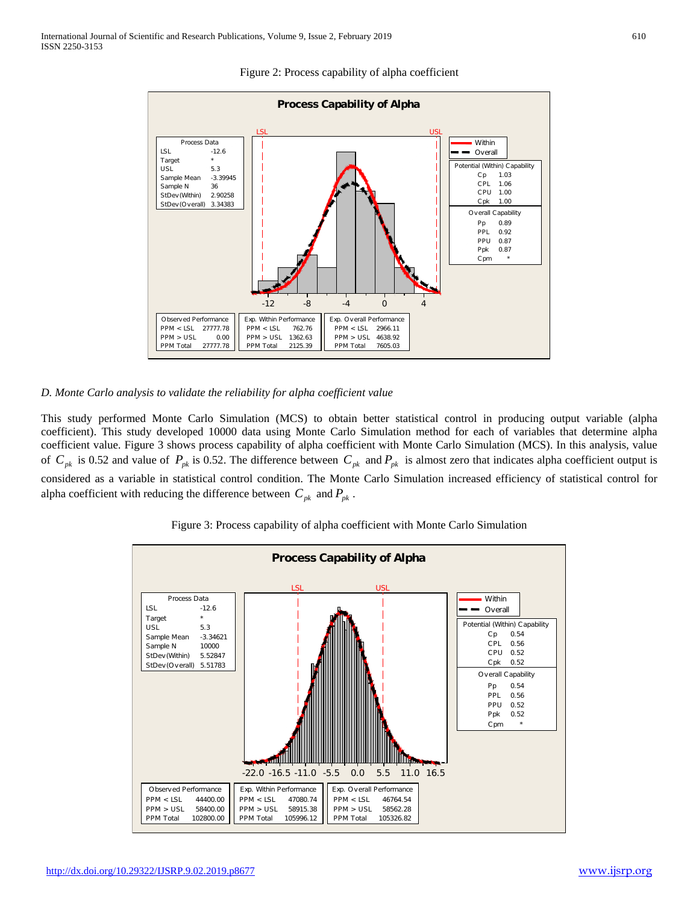Figure 2: Process capability of alpha coefficient

**Process Capability of Alpha**

| Process Data | |
|---|---|
| LSL | -12.6 |
| Target | * |
| USL | 5.3 |
| Sample Mean | -3.39945 |
| Sample N | 36 |
| StDev(Within) | 2.90258 |
| StDev(Overall) | 3.34383 |

| Potential (Within) Capability | |
|---|---|
| Cp | 1.03 |
| CPL | 1.06 |
| CPU | 1.00 |
| Cpk | 1.00 |
| **Overall Capability** | |
| Pp | 0.89 |
| PPL | 0.92 |
| PPU | 0.87 |
| Ppk | 0.87 |
| Cpm | * |

| Observed Performance | | Exp. Within Performance | | Exp. Overall Performance | |
|---|---|---|---|---|---|
| PPM < LSL | 27777.78 | PPM < LSL | 762.76 | PPM < LSL | 2966.11 |
| PPM > USL | 0.00 | PPM > USL | 1362.63 | PPM > USL | 4638.92 |
| PPM Total | 27777.78 | PPM Total | 2125.39 | PPM Total | 7605.03 |

*D. Monte Carlo analysis to validate the reliability for alpha coefficient value*

This study performed Monte Carlo Simulation (MCS) to obtain better statistical control in producing output variable (alpha coefficient). This study developed 10000 data using Monte Carlo Simulation method for each of variables that determine alpha coefficient value. Figure 3 shows process capability of alpha coefficient with Monte Carlo Simulation (MCS). In this analysis, value of $C_{pk}$ is 0.52 and value of $P_{pk}$ is 0.52. The difference between $C_{pk}$ and $P_{pk}$ is almost zero that indicates alpha coefficient output is considered as a variable in statistical control condition. The Monte Carlo Simulation increased efficiency of statistical control for alpha coefficient with reducing the difference between $C_{pk}$ and $P_{pk}$.

Figure 3: Process capability of alpha coefficient with Monte Carlo Simulation

**Process Capability of Alpha**

| Process Data | |
|---|---|
| LSL | -12.6 |
| Target | * |
| USL | 5.3 |
| Sample Mean | -3.34621 |
| Sample N | 10000 |
| StDev(Within) | 5.52847 |
| StDev(Overall) | 5.51783 |

| Potential (Within) Capability | |
|---|---|
| Cp | 0.54 |
| CPL | 0.56 |
| CPU | 0.52 |
| Cpk | 0.52 |
| **Overall Capability** | |
| Pp | 0.54 |
| PPL | 0.56 |
| PPU | 0.52 |
| Ppk | 0.52 |
| Cpm | * |

| Observed Performance | | Exp. Within Performance | | Exp. Overall Performance | |
|---|---|---|---|---|---|
| PPM < LSL | 44400.00 | PPM < LSL | 47080.74 | PPM < LSL | 46764.54 |
| PPM > USL | 58400.00 | PPM > USL | 58915.38 | PPM > USL | 58562.28 |
| PPM Total | 102800.00 | PPM Total | 105996.12 | PPM Total | 105326.82 |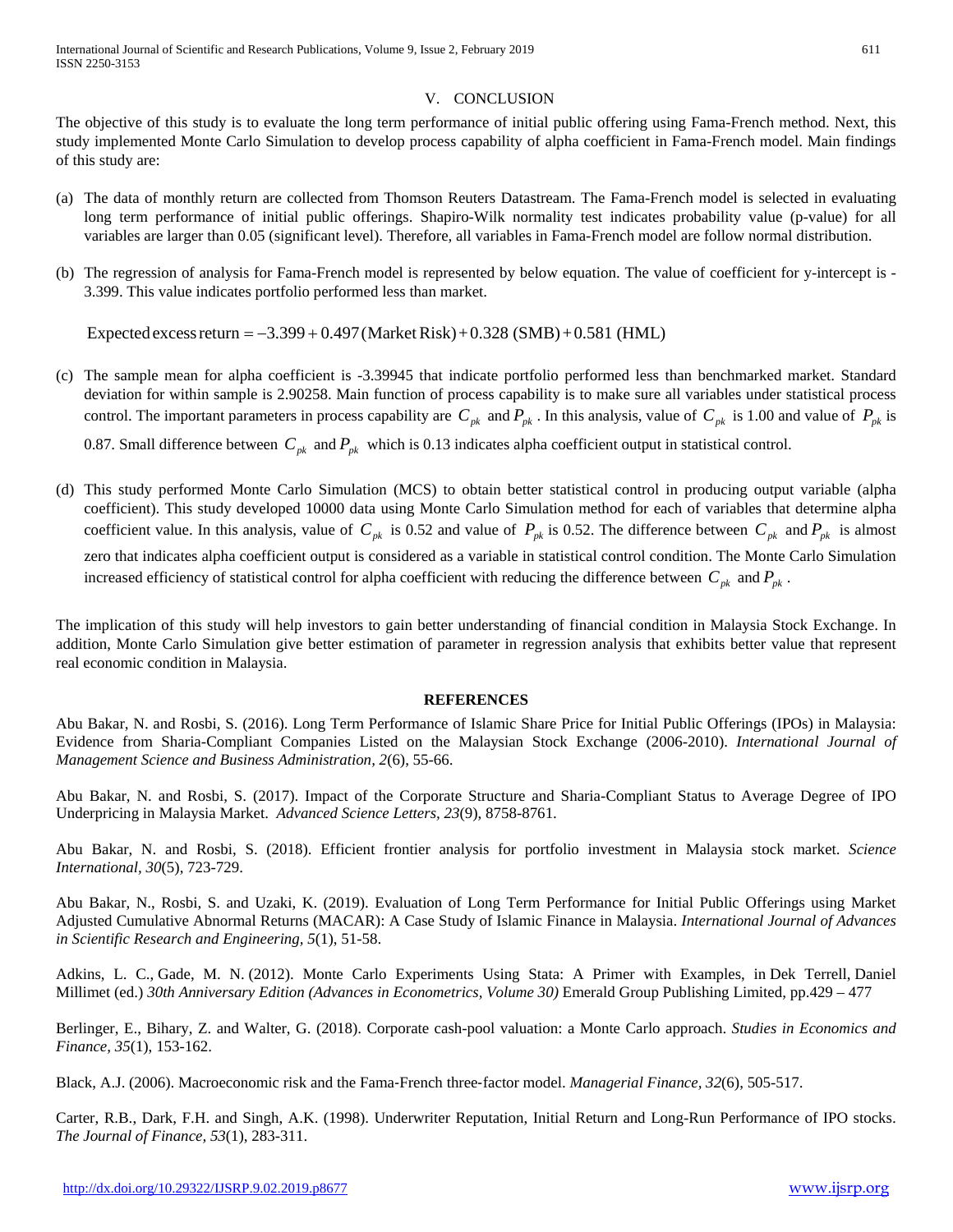## V. CONCLUSION

The objective of this study is to evaluate the long term performance of initial public offering using Fama-French method. Next, this study implemented Monte Carlo Simulation to develop process capability of alpha coefficient in Fama-French model. Main findings of this study are:

(a) The data of monthly return are collected from Thomson Reuters Datastream. The Fama-French model is selected in evaluating long term performance of initial public offerings. Shapiro-Wilk normality test indicates probability value (p-value) for all variables are larger than 0.05 (significant level). Therefore, all variables in Fama-French model are follow normal distribution.

(b) The regression of analysis for Fama-French model is represented by below equation. The value of coefficient for y-intercept is -3.399. This value indicates portfolio performed less than market.

$$\text{Expected excess return} = -3.399 + 0.497\,(\text{Market Risk}) + 0.328\,(\text{SMB}) + 0.581\,(\text{HML})$$

(c) The sample mean for alpha coefficient is -3.39945 that indicate portfolio performed less than benchmarked market. Standard deviation for within sample is 2.90258. Main function of process capability is to make sure all variables under statistical process control. The important parameters in process capability are $C_{pk}$ and $P_{pk}$. In this analysis, value of $C_{pk}$ is 1.00 and value of $P_{pk}$ is 0.87. Small difference between $C_{pk}$ and $P_{pk}$ which is 0.13 indicates alpha coefficient output in statistical control.

(d) This study performed Monte Carlo Simulation (MCS) to obtain better statistical control in producing output variable (alpha coefficient). This study developed 10000 data using Monte Carlo Simulation method for each of variables that determine alpha coefficient value. In this analysis, value of $C_{pk}$ is 0.52 and value of $P_{pk}$ is 0.52. The difference between $C_{pk}$ and $P_{pk}$ is almost zero that indicates alpha coefficient output is considered as a variable in statistical control condition. The Monte Carlo Simulation increased efficiency of statistical control for alpha coefficient with reducing the difference between $C_{pk}$ and $P_{pk}$.

The implication of this study will help investors to gain better understanding of financial condition in Malaysia Stock Exchange. In addition, Monte Carlo Simulation give better estimation of parameter in regression analysis that exhibits better value that represent real economic condition in Malaysia.

## REFERENCES

Abu Bakar, N. and Rosbi, S. (2016). Long Term Performance of Islamic Share Price for Initial Public Offerings (IPOs) in Malaysia: Evidence from Sharia-Compliant Companies Listed on the Malaysian Stock Exchange (2006-2010). *International Journal of Management Science and Business Administration, 2*(6), 55-66.

Abu Bakar, N. and Rosbi, S. (2017). Impact of the Corporate Structure and Sharia-Compliant Status to Average Degree of IPO Underpricing in Malaysia Market. *Advanced Science Letters, 23*(9), 8758-8761.

Abu Bakar, N. and Rosbi, S. (2018). Efficient frontier analysis for portfolio investment in Malaysia stock market. *Science International, 30*(5), 723-729.

Abu Bakar, N., Rosbi, S. and Uzaki, K. (2019). Evaluation of Long Term Performance for Initial Public Offerings using Market Adjusted Cumulative Abnormal Returns (MACAR): A Case Study of Islamic Finance in Malaysia. *International Journal of Advances in Scientific Research and Engineering, 5*(1), 51-58.

Adkins, L. C., Gade, M. N. (2012). Monte Carlo Experiments Using Stata: A Primer with Examples, in Dek Terrell, Daniel Millimet (ed.) *30th Anniversary Edition (Advances in Econometrics, Volume 30)* Emerald Group Publishing Limited, pp.429 – 477

Berlinger, E., Bihary, Z. and Walter, G. (2018). Corporate cash-pool valuation: a Monte Carlo approach. *Studies in Economics and Finance, 35*(1), 153-162.

Black, A.J. (2006). Macroeconomic risk and the Fama-French three-factor model. *Managerial Finance, 32*(6), 505-517.

Carter, R.B., Dark, F.H. and Singh, A.K. (1998). Underwriter Reputation, Initial Return and Long-Run Performance of IPO stocks. *The Journal of Finance, 53*(1), 283-311.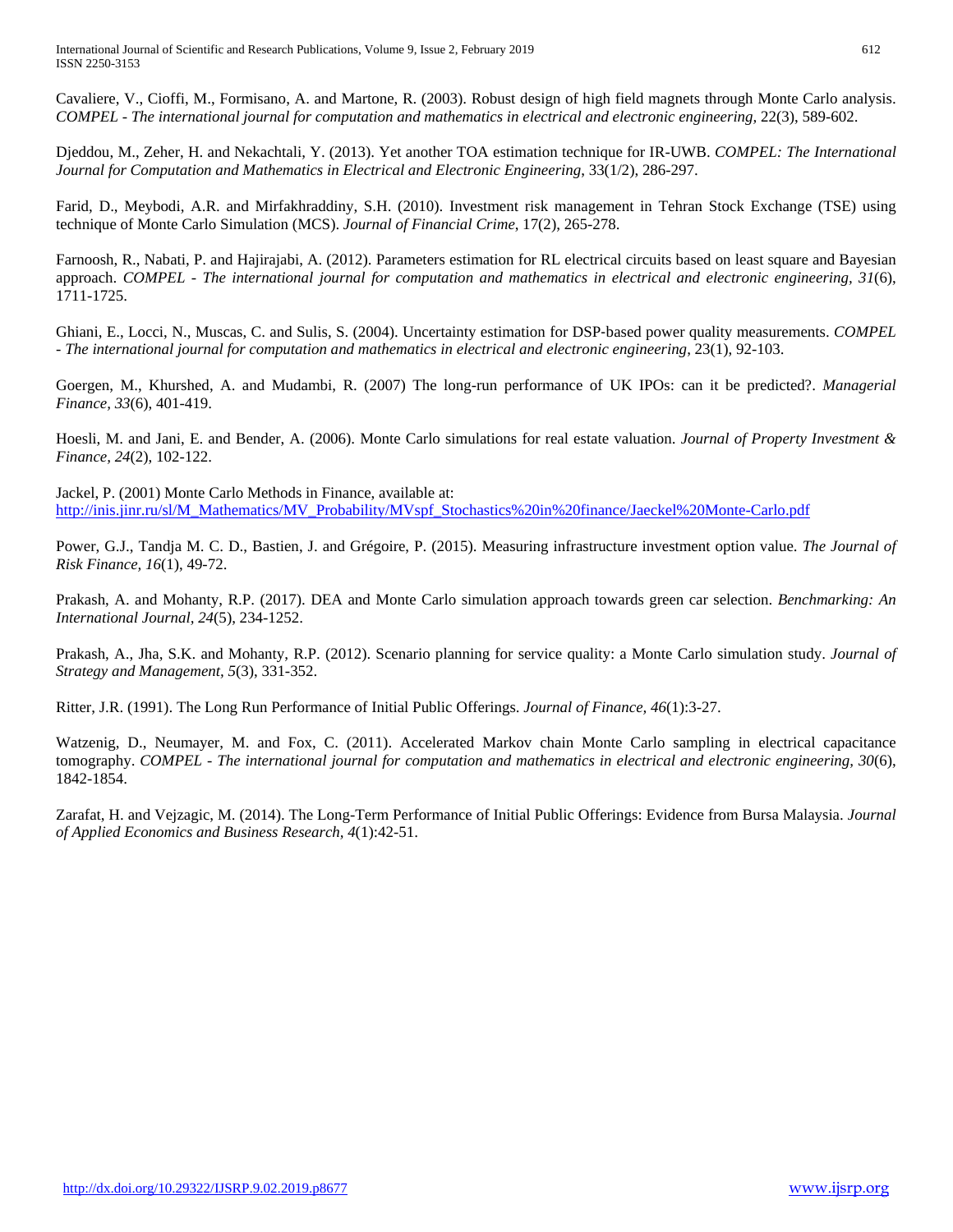Cavaliere, V., Cioffi, M., Formisano, A. and Martone, R. (2003). Robust design of high field magnets through Monte Carlo analysis. *COMPEL - The international journal for computation and mathematics in electrical and electronic engineering,* 22(3), 589-602.

Djeddou, M., Zeher, H. and Nekachtali, Y. (2013). Yet another TOA estimation technique for IR-UWB. *COMPEL: The International Journal for Computation and Mathematics in Electrical and Electronic Engineering,* 33(1/2), 286-297.

Farid, D., Meybodi, A.R. and Mirfakhraddiny, S.H. (2010). Investment risk management in Tehran Stock Exchange (TSE) using technique of Monte Carlo Simulation (MCS). *Journal of Financial Crime*, 17(2), 265-278.

Farnoosh, R., Nabati, P. and Hajirajabi, A. (2012). Parameters estimation for RL electrical circuits based on least square and Bayesian approach. *COMPEL - The international journal for computation and mathematics in electrical and electronic engineering, 31*(6), 1711-1725.

Ghiani, E., Locci, N., Muscas, C. and Sulis, S. (2004). Uncertainty estimation for DSP-based power quality measurements. *COMPEL - The international journal for computation and mathematics in electrical and electronic engineering*, 23(1), 92-103.

Goergen, M., Khurshed, A. and Mudambi, R. (2007) The long-run performance of UK IPOs: can it be predicted?. *Managerial Finance, 33*(6), 401-419.

Hoesli, M. and Jani, E. and Bender, A. (2006). Monte Carlo simulations for real estate valuation. *Journal of Property Investment & Finance, 24*(2), 102-122.

Jackel, P. (2001) Monte Carlo Methods in Finance, available at: http://inis.jinr.ru/sl/M_Mathematics/MV_Probability/MVspf_Stochastics%20in%20finance/Jaeckel%20Monte-Carlo.pdf

Power, G.J., Tandja M. C. D., Bastien, J. and Grégoire, P. (2015). Measuring infrastructure investment option value. *The Journal of Risk Finance, 16*(1), 49-72.

Prakash, A. and Mohanty, R.P. (2017). DEA and Monte Carlo simulation approach towards green car selection. *Benchmarking: An International Journal, 24*(5), 234-1252.

Prakash, A., Jha, S.K. and Mohanty, R.P. (2012). Scenario planning for service quality: a Monte Carlo simulation study. *Journal of Strategy and Management, 5*(3), 331-352.

Ritter, J.R. (1991). The Long Run Performance of Initial Public Offerings. *Journal of Finance, 46*(1):3-27.

Watzenig, D., Neumayer, M. and Fox, C. (2011). Accelerated Markov chain Monte Carlo sampling in electrical capacitance tomography. *COMPEL - The international journal for computation and mathematics in electrical and electronic engineering, 30*(6), 1842-1854.

Zarafat, H. and Vejzagic, M. (2014). The Long-Term Performance of Initial Public Offerings: Evidence from Bursa Malaysia. *Journal of Applied Economics and Business Research, 4*(1):42-51.